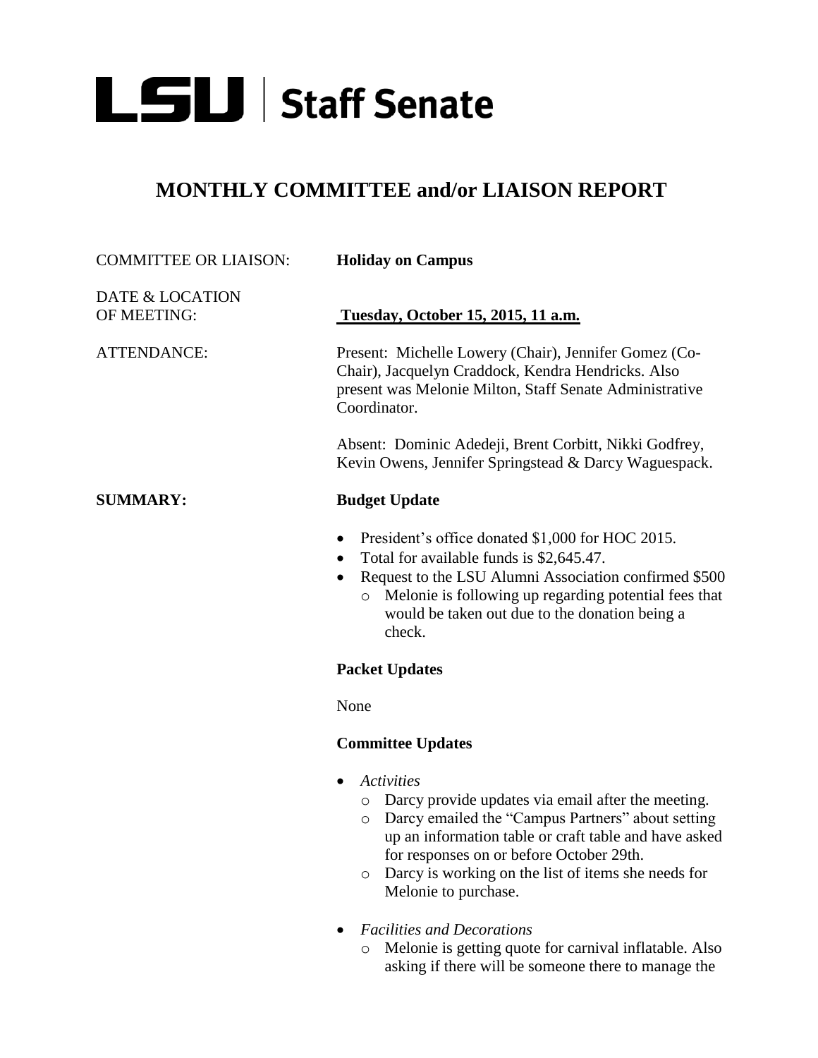# LSU | Staff Senate

## MONTHLY COMMITTEE and/or LIAISON REPORT

COMMITTEE OR LIAISON: **Holiday on Campus**

DATE & LOCATION OF MEETING: **Tuesday, October 15, 2015, 11 a.m.**

ATTENDANCE: Present: Michelle Lowery (Chair), Jennifer Gomez (Co-Chair), Jacquelyn Craddock, Kendra Hendricks. Also present was Melonie Milton, Staff Senate Administrative Coordinator.

Absent: Dominic Adedeji, Brent Corbitt, Nikki Godfrey, Kevin Owens, Jennifer Springstead & Darcy Waguespack.

**SUMMARY:**

**Budget Update**

- President's office donated $1,000 for HOC 2015.
- Total for available funds is $2,645.47.
- Request to the LSU Alumni Association confirmed $500
  - Melonie is following up regarding potential fees that would be taken out due to the donation being a check.

**Packet Updates**

None

**Committee Updates**

- *Activities*
  - Darcy provide updates via email after the meeting.
  - Darcy emailed the "Campus Partners" about setting up an information table or craft table and have asked for responses on or before October 29th.
  - Darcy is working on the list of items she needs for Melonie to purchase.
- *Facilities and Decorations*
  - Melonie is getting quote for carnival inflatable. Also asking if there will be someone there to manage the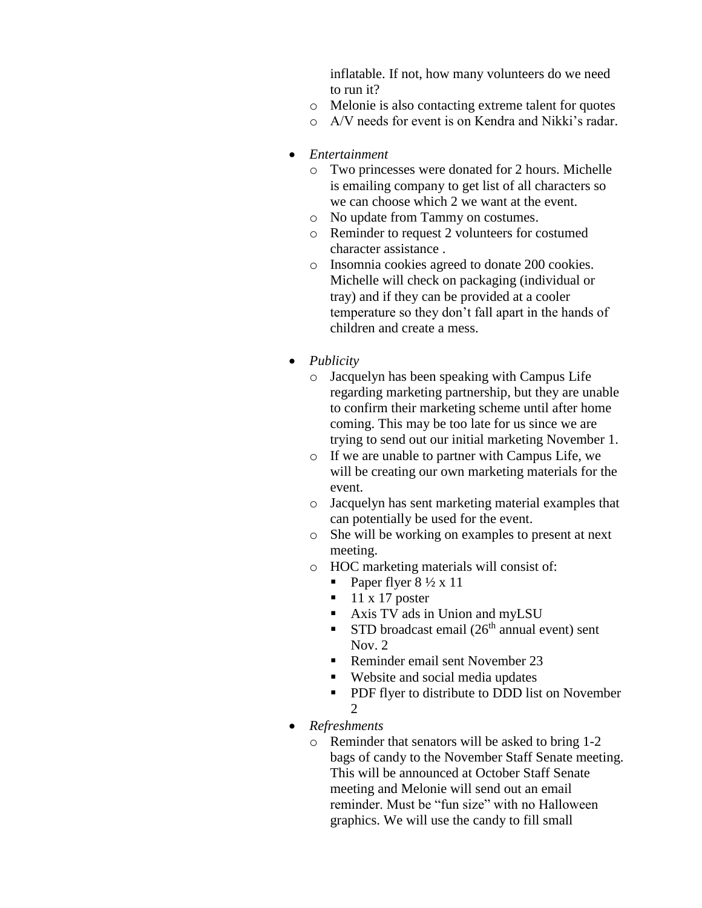inflatable. If not, how many volunteers do we need to run it?
  - Melonie is also contacting extreme talent for quotes
  - A/V needs for event is on Kendra and Nikki's radar.

- *Entertainment*
  - Two princesses were donated for 2 hours. Michelle is emailing company to get list of all characters so we can choose which 2 we want at the event.
  - No update from Tammy on costumes.
  - Reminder to request 2 volunteers for costumed character assistance .
  - Insomnia cookies agreed to donate 200 cookies. Michelle will check on packaging (individual or tray) and if they can be provided at a cooler temperature so they don't fall apart in the hands of children and create a mess.

- *Publicity*
  - Jacquelyn has been speaking with Campus Life regarding marketing partnership, but they are unable to confirm their marketing scheme until after home coming. This may be too late for us since we are trying to send out our initial marketing November 1.
  - If we are unable to partner with Campus Life, we will be creating our own marketing materials for the event.
  - Jacquelyn has sent marketing material examples that can potentially be used for the event.
  - She will be working on examples to present at next meeting.
  - HOC marketing materials will consist of:
    - Paper flyer 8 ½ x 11
    - 11 x 17 poster
    - Axis TV ads in Union and myLSU
    - STD broadcast email (26th annual event) sent Nov. 2
    - Reminder email sent November 23
    - Website and social media updates
    - PDF flyer to distribute to DDD list on November 2
- *Refreshments*
  - Reminder that senators will be asked to bring 1-2 bags of candy to the November Staff Senate meeting. This will be announced at October Staff Senate meeting and Melonie will send out an email reminder. Must be "fun size" with no Halloween graphics. We will use the candy to fill small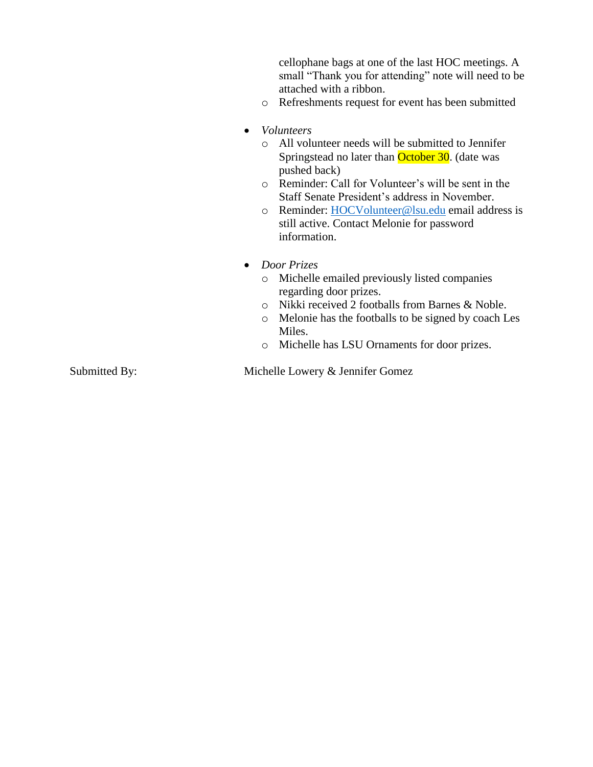cellophane bags at one of the last HOC meetings. A small "Thank you for attending" note will need to be attached with a ribbon.
  - Refreshments request for event has been submitted

- *Volunteers*
  - All volunteer needs will be submitted to Jennifer Springstead no later than October 30. (date was pushed back)
  - Reminder: Call for Volunteer's will be sent in the Staff Senate President's address in November.
  - Reminder: HOCVolunteer@lsu.edu email address is still active. Contact Melonie for password information.

- *Door Prizes*
  - Michelle emailed previously listed companies regarding door prizes.
  - Nikki received 2 footballs from Barnes & Noble.
  - Melonie has the footballs to be signed by coach Les Miles.
  - Michelle has LSU Ornaments for door prizes.

Submitted By: Michelle Lowery & Jennifer Gomez